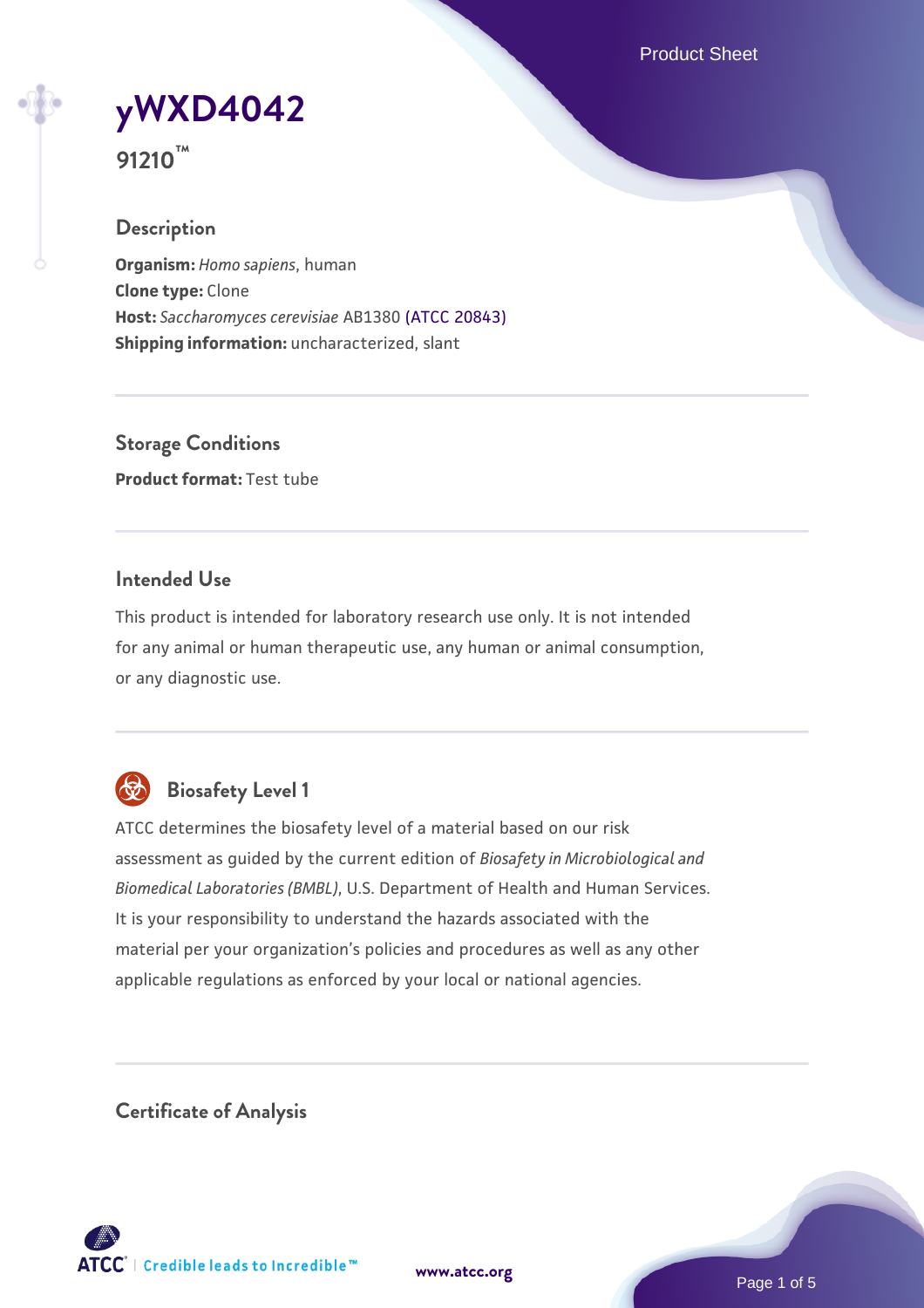# yWXD4042

**91210™**

## Description

**Organism:** *Homo sapiens*, human
**Clone type:** Clone
**Host:** *Saccharomyces cerevisiae* AB1380 (ATCC 20843)
**Shipping information:** uncharacterized, slant

## Storage Conditions

**Product format:** Test tube

## Intended Use

This product is intended for laboratory research use only. It is not intended for any animal or human therapeutic use, any human or animal consumption, or any diagnostic use.

## Biosafety Level 1

ATCC determines the biosafety level of a material based on our risk assessment as guided by the current edition of *Biosafety in Microbiological and Biomedical Laboratories (BMBL)*, U.S. Department of Health and Human Services. It is your responsibility to understand the hazards associated with the material per your organization's policies and procedures as well as any other applicable regulations as enforced by your local or national agencies.

## Certificate of Analysis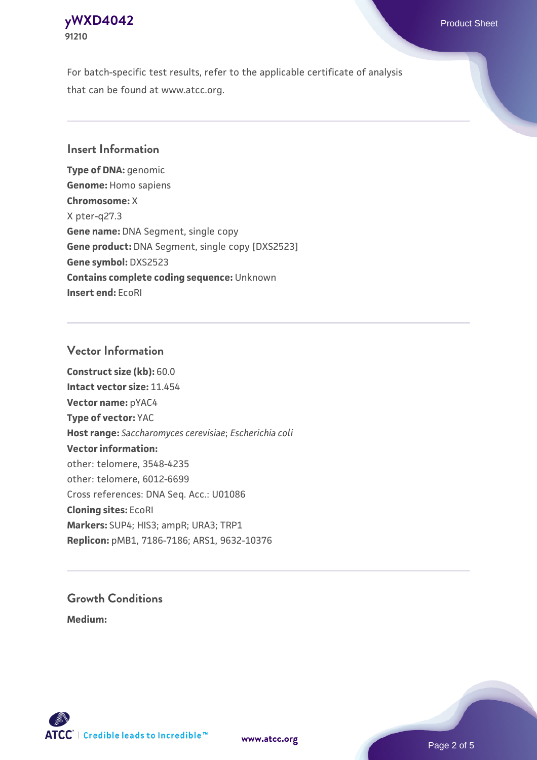For batch-specific test results, refer to the applicable certificate of analysis that can be found at www.atcc.org.

## Insert Information

**Type of DNA:** genomic
**Genome:** Homo sapiens
**Chromosome:** X
X pter-q27.3
**Gene name:** DNA Segment, single copy
**Gene product:** DNA Segment, single copy [DXS2523]
**Gene symbol:** DXS2523
**Contains complete coding sequence:** Unknown
**Insert end:** EcoRI

## Vector Information

**Construct size (kb):** 60.0
**Intact vector size:** 11.454
**Vector name:** pYAC4
**Type of vector:** YAC
**Host range:** *Saccharomyces cerevisiae*; *Escherichia coli*
**Vector information:**
other: telomere, 3548-4235
other: telomere, 6012-6699
Cross references: DNA Seq. Acc.: U01086
**Cloning sites:** EcoRI
**Markers:** SUP4; HIS3; ampR; URA3; TRP1
**Replicon:** pMB1, 7186-7186; ARS1, 9632-10376

## Growth Conditions

**Medium:**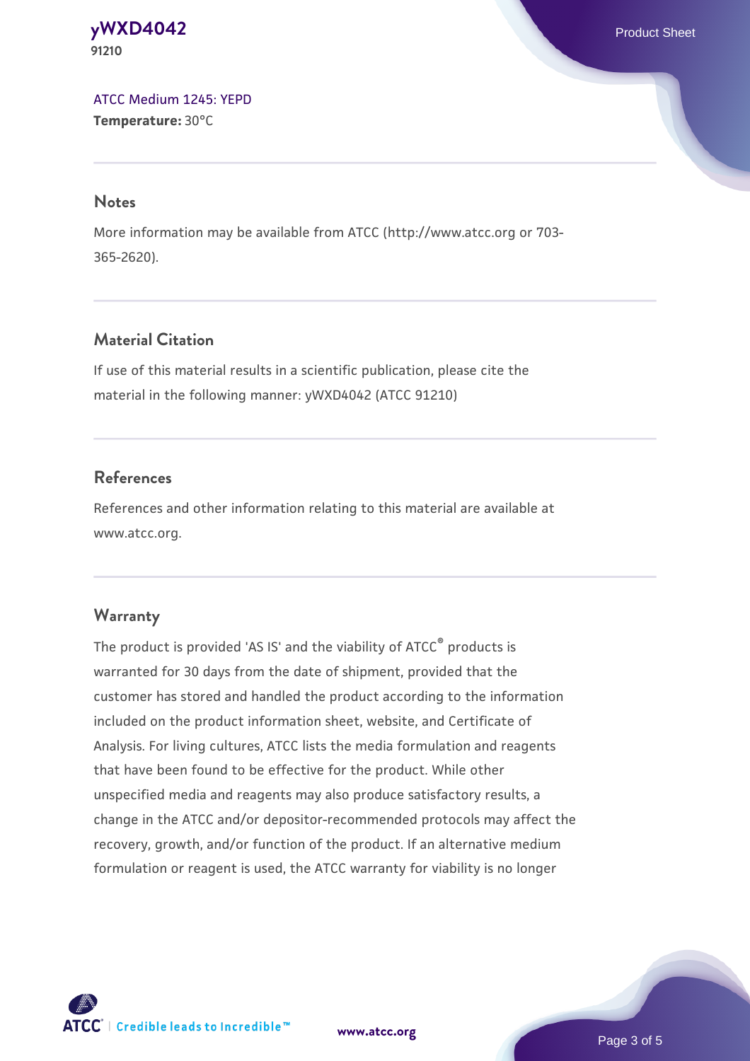[ATCC Medium 1245: YEPD](#)
**Temperature:** 30°C

## Notes

More information may be available from ATCC (http://www.atcc.org or 703-365-2620).

## Material Citation

If use of this material results in a scientific publication, please cite the material in the following manner: yWXD4042 (ATCC 91210)

## References

References and other information relating to this material are available at www.atcc.org.

## Warranty

The product is provided 'AS IS' and the viability of ATCC® products is warranted for 30 days from the date of shipment, provided that the customer has stored and handled the product according to the information included on the product information sheet, website, and Certificate of Analysis. For living cultures, ATCC lists the media formulation and reagents that have been found to be effective for the product. While other unspecified media and reagents may also produce satisfactory results, a change in the ATCC and/or depositor-recommended protocols may affect the recovery, growth, and/or function of the product. If an alternative medium formulation or reagent is used, the ATCC warranty for viability is no longer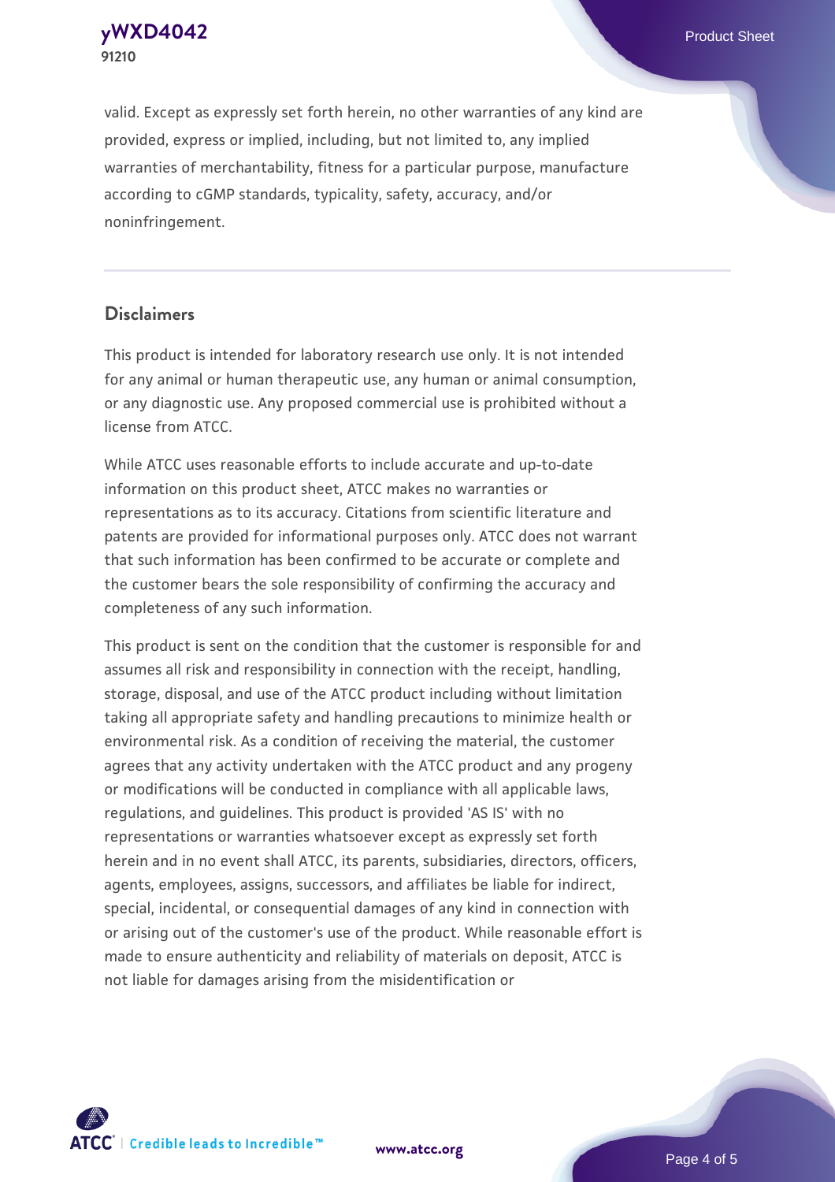valid. Except as expressly set forth herein, no other warranties of any kind are provided, express or implied, including, but not limited to, any implied warranties of merchantability, fitness for a particular purpose, manufacture according to cGMP standards, typicality, safety, accuracy, and/or noninfringement.

## Disclaimers

This product is intended for laboratory research use only. It is not intended for any animal or human therapeutic use, any human or animal consumption, or any diagnostic use. Any proposed commercial use is prohibited without a license from ATCC.

While ATCC uses reasonable efforts to include accurate and up-to-date information on this product sheet, ATCC makes no warranties or representations as to its accuracy. Citations from scientific literature and patents are provided for informational purposes only. ATCC does not warrant that such information has been confirmed to be accurate or complete and the customer bears the sole responsibility of confirming the accuracy and completeness of any such information.

This product is sent on the condition that the customer is responsible for and assumes all risk and responsibility in connection with the receipt, handling, storage, disposal, and use of the ATCC product including without limitation taking all appropriate safety and handling precautions to minimize health or environmental risk. As a condition of receiving the material, the customer agrees that any activity undertaken with the ATCC product and any progeny or modifications will be conducted in compliance with all applicable laws, regulations, and guidelines. This product is provided 'AS IS' with no representations or warranties whatsoever except as expressly set forth herein and in no event shall ATCC, its parents, subsidiaries, directors, officers, agents, employees, assigns, successors, and affiliates be liable for indirect, special, incidental, or consequential damages of any kind in connection with or arising out of the customer's use of the product. While reasonable effort is made to ensure authenticity and reliability of materials on deposit, ATCC is not liable for damages arising from the misidentification or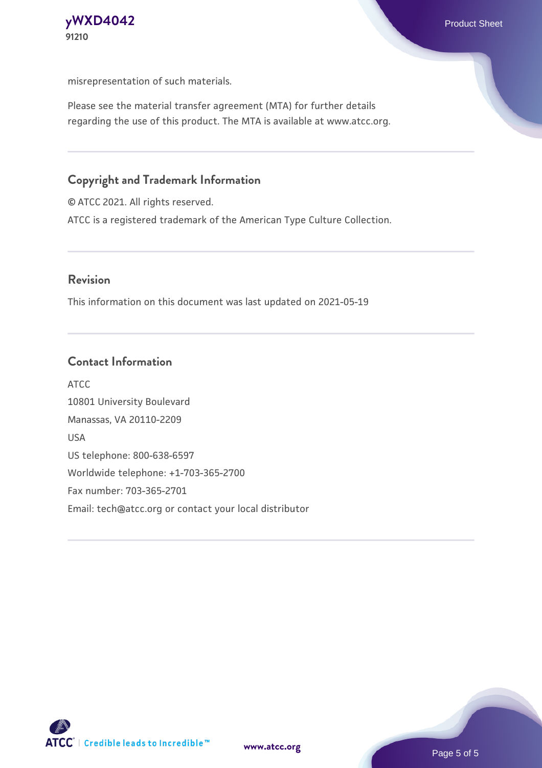misrepresentation of such materials.

Please see the material transfer agreement (MTA) for further details regarding the use of this product. The MTA is available at www.atcc.org.

## Copyright and Trademark Information

© ATCC 2021. All rights reserved.

ATCC is a registered trademark of the American Type Culture Collection.

## Revision

This information on this document was last updated on 2021-05-19

## Contact Information

ATCC
10801 University Boulevard
Manassas, VA 20110-2209
USA
US telephone: 800-638-6597
Worldwide telephone: +1-703-365-2700
Fax number: 703-365-2701
Email: tech@atcc.org or contact your local distributor